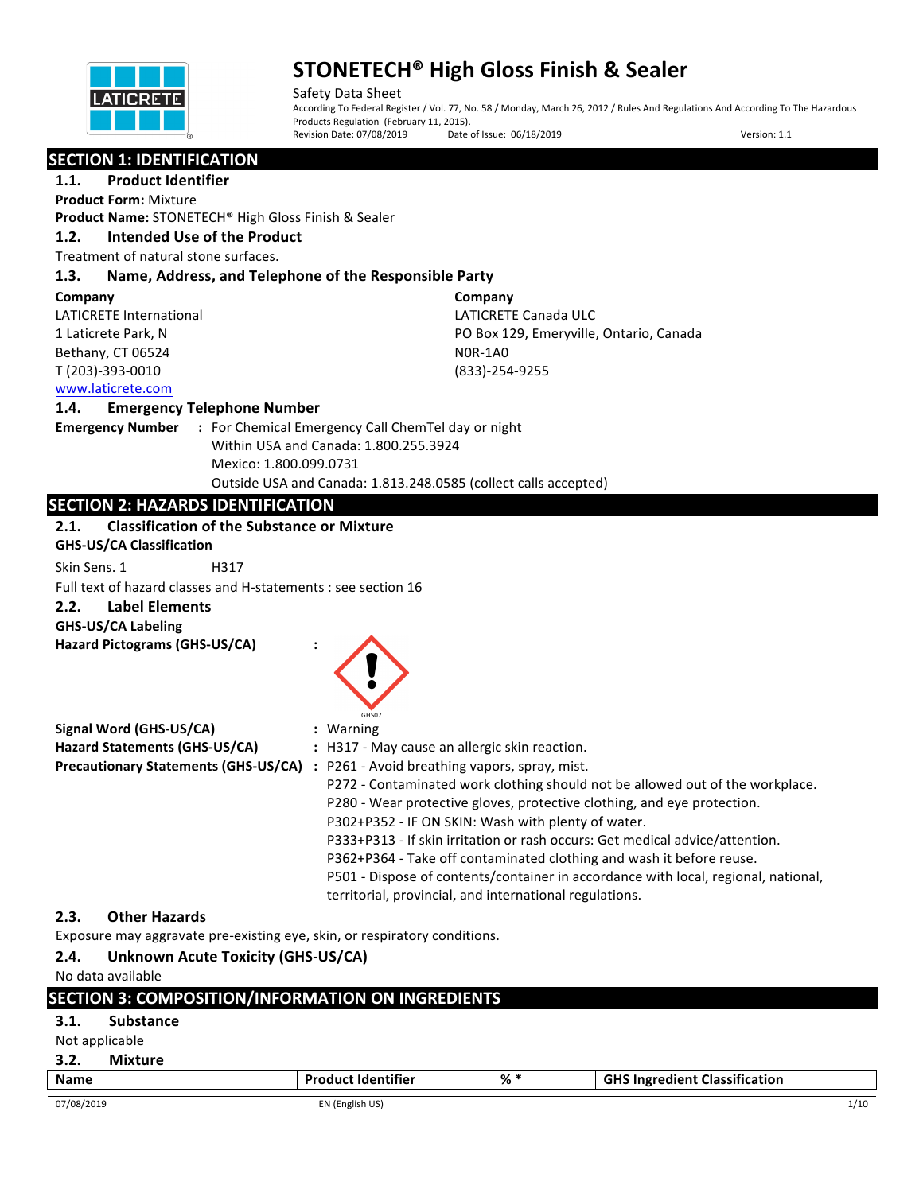# STONETECH® High Gloss Finish & Sealer

Safety Data Sheet

According To Federal Register / Vol. 77, No. 58 / Monday, March 26, 2012 / Rules And Regulations And According To The Hazardous Products Regulation (February 11, 2015).

Revision Date: 07/08/2019 Date of Issue: 06/18/2019 Version: 1.1

## SECTION 1: IDENTIFICATION

### 1.1. Product Identifier

**Product Form:** Mixture

**Product Name:** STONETECH® High Gloss Finish & Sealer

### 1.2. Intended Use of the Product

Treatment of natural stone surfaces.

### 1.3. Name, Address, and Telephone of the Responsible Party

**Company**
LATICRETE International
1 Laticrete Park, N
Bethany, CT 06524
T (203)-393-0010
www.laticrete.com

**Company**
LATICRETE Canada ULC
PO Box 129, Emeryville, Ontario, Canada
N0R-1A0
(833)-254-9255

### 1.4. Emergency Telephone Number

**Emergency Number** : For Chemical Emergency Call ChemTel day or night
Within USA and Canada: 1.800.255.3924
Mexico: 1.800.099.0731
Outside USA and Canada: 1.813.248.0585 (collect calls accepted)

## SECTION 2: HAZARDS IDENTIFICATION

### 2.1. Classification of the Substance or Mixture

**GHS-US/CA Classification**

Skin Sens. 1 H317

Full text of hazard classes and H-statements : see section 16

### 2.2. Label Elements

**GHS-US/CA Labeling**

**Hazard Pictograms (GHS-US/CA)** :

GHS07

**Signal Word (GHS-US/CA)** : Warning

**Hazard Statements (GHS-US/CA)** : H317 - May cause an allergic skin reaction.

**Precautionary Statements (GHS-US/CA)** : P261 - Avoid breathing vapors, spray, mist.
P272 - Contaminated work clothing should not be allowed out of the workplace.
P280 - Wear protective gloves, protective clothing, and eye protection.
P302+P352 - IF ON SKIN: Wash with plenty of water.
P333+P313 - If skin irritation or rash occurs: Get medical advice/attention.
P362+P364 - Take off contaminated clothing and wash it before reuse.
P501 - Dispose of contents/container in accordance with local, regional, national, territorial, provincial, and international regulations.

### 2.3. Other Hazards

Exposure may aggravate pre-existing eye, skin, or respiratory conditions.

### 2.4. Unknown Acute Toxicity (GHS-US/CA)

No data available

## SECTION 3: COMPOSITION/INFORMATION ON INGREDIENTS

### 3.1. Substance

Not applicable

### 3.2. Mixture

| Name | Product Identifier | % * | GHS Ingredient Classification |
|---|---|---|---|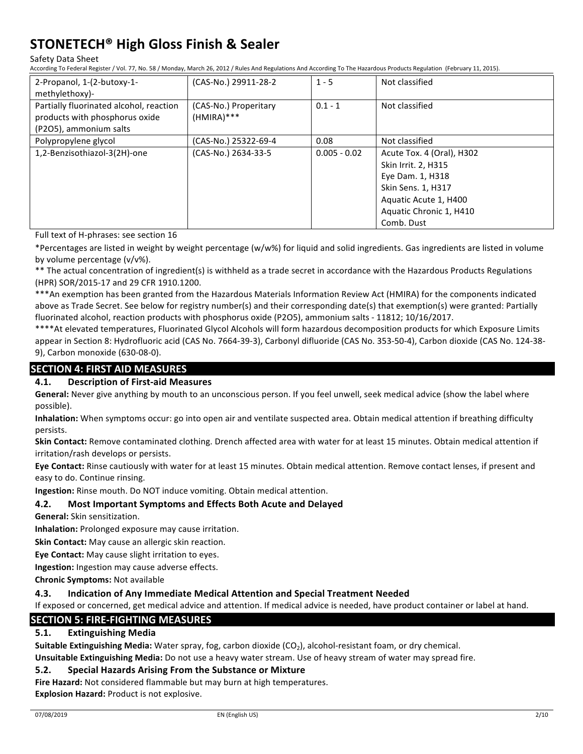| 2-Propanol, 1-(2-butoxy-1-methylethoxy)- | (CAS-No.) 29911-28-2 | 1 - 5 | Not classified |
|---|---|---|---|
| Partially fluorinated alcohol, reaction products with phosphorus oxide (P2O5), ammonium salts | (CAS-No.) Properitary (HMIRA)*** | 0.1 - 1 | Not classified |
| Polypropylene glycol | (CAS-No.) 25322-69-4 | 0.08 | Not classified |
| 1,2-Benzisothiazol-3(2H)-one | (CAS-No.) 2634-33-5 | 0.005 - 0.02 | Acute Tox. 4 (Oral), H302<br>Skin Irrit. 2, H315<br>Eye Dam. 1, H318<br>Skin Sens. 1, H317<br>Aquatic Acute 1, H400<br>Aquatic Chronic 1, H410<br>Comb. Dust |

Full text of H-phrases: see section 16

*Percentages are listed in weight by weight percentage (w/w%) for liquid and solid ingredients. Gas ingredients are listed in volume by volume percentage (v/v%).

** The actual concentration of ingredient(s) is withheld as a trade secret in accordance with the Hazardous Products Regulations (HPR) SOR/2015-17 and 29 CFR 1910.1200.

***An exemption has been granted from the Hazardous Materials Information Review Act (HMIRA) for the components indicated above as Trade Secret. See below for registry number(s) and their corresponding date(s) that exemption(s) were granted: Partially fluorinated alcohol, reaction products with phosphorus oxide (P2O5), ammonium salts - 11812; 10/16/2017.

****At elevated temperatures, Fluorinated Glycol Alcohols will form hazardous decomposition products for which Exposure Limits appear in Section 8: Hydrofluoric acid (CAS No. 7664-39-3), Carbonyl difluoride (CAS No. 353-50-4), Carbon dioxide (CAS No. 124-38-9), Carbon monoxide (630-08-0).

## SECTION 4: FIRST AID MEASURES

### 4.1. Description of First-aid Measures

**General:** Never give anything by mouth to an unconscious person. If you feel unwell, seek medical advice (show the label where possible).

**Inhalation:** When symptoms occur: go into open air and ventilate suspected area. Obtain medical attention if breathing difficulty persists.

**Skin Contact:** Remove contaminated clothing. Drench affected area with water for at least 15 minutes. Obtain medical attention if irritation/rash develops or persists.

**Eye Contact:** Rinse cautiously with water for at least 15 minutes. Obtain medical attention. Remove contact lenses, if present and easy to do. Continue rinsing.

**Ingestion:** Rinse mouth. Do NOT induce vomiting. Obtain medical attention.

### 4.2. Most Important Symptoms and Effects Both Acute and Delayed

**General:** Skin sensitization.

**Inhalation:** Prolonged exposure may cause irritation.

**Skin Contact:** May cause an allergic skin reaction.

**Eye Contact:** May cause slight irritation to eyes.

**Ingestion:** Ingestion may cause adverse effects.

**Chronic Symptoms:** Not available

### 4.3. Indication of Any Immediate Medical Attention and Special Treatment Needed

If exposed or concerned, get medical advice and attention. If medical advice is needed, have product container or label at hand.

## SECTION 5: FIRE-FIGHTING MEASURES

### 5.1. Extinguishing Media

**Suitable Extinguishing Media:** Water spray, fog, carbon dioxide ($CO_2$), alcohol-resistant foam, or dry chemical.

**Unsuitable Extinguishing Media:** Do not use a heavy water stream. Use of heavy stream of water may spread fire.

### 5.2. Special Hazards Arising From the Substance or Mixture

**Fire Hazard:** Not considered flammable but may burn at high temperatures.

**Explosion Hazard:** Product is not explosive.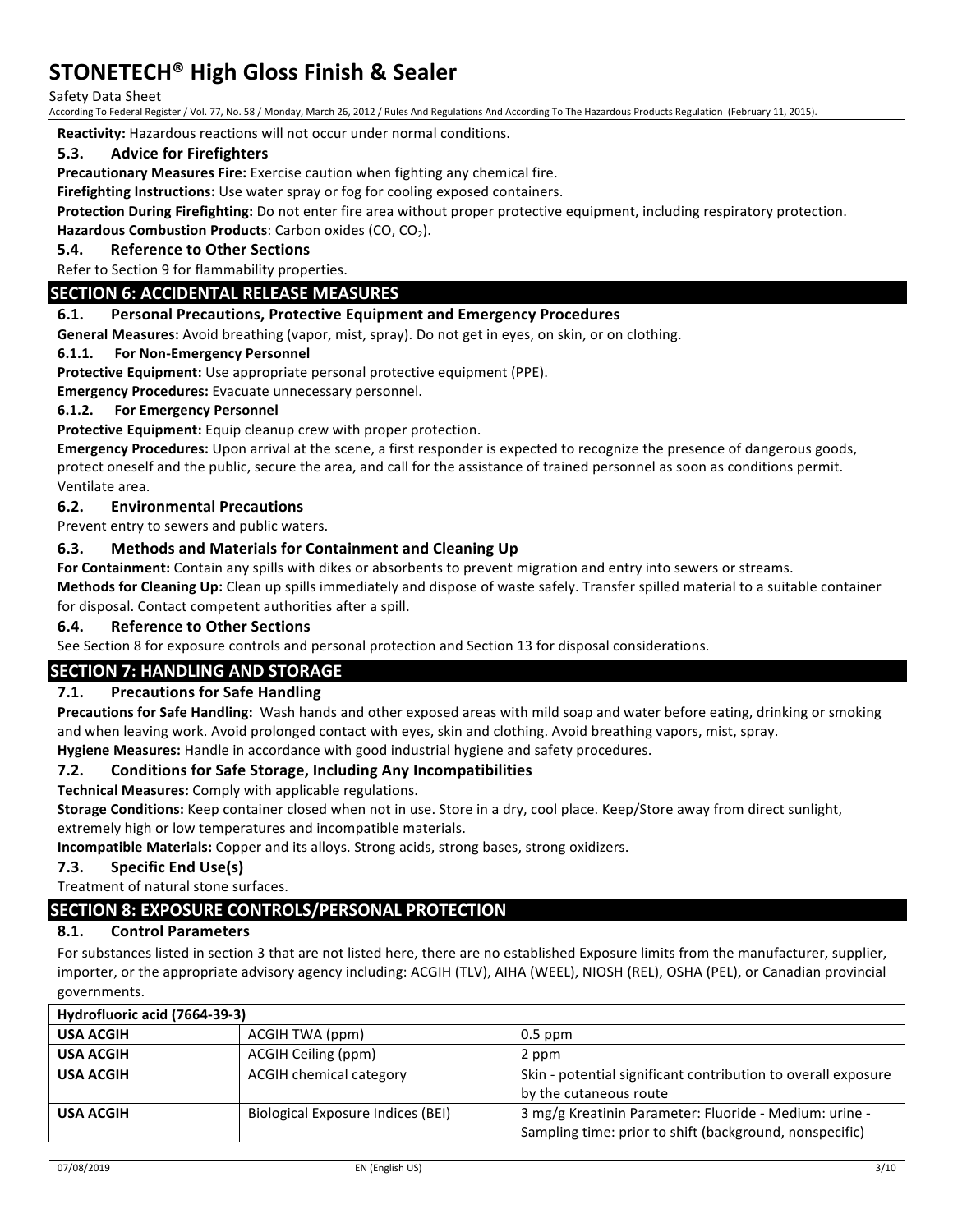**Reactivity:** Hazardous reactions will not occur under normal conditions.

### 5.3. Advice for Firefighters

**Precautionary Measures Fire:** Exercise caution when fighting any chemical fire.

**Firefighting Instructions:** Use water spray or fog for cooling exposed containers.

**Protection During Firefighting:** Do not enter fire area without proper protective equipment, including respiratory protection.

**Hazardous Combustion Products**: Carbon oxides (CO, $CO_2$).

### 5.4. Reference to Other Sections

Refer to Section 9 for flammability properties.

## SECTION 6: ACCIDENTAL RELEASE MEASURES

### 6.1. Personal Precautions, Protective Equipment and Emergency Procedures

**General Measures:** Avoid breathing (vapor, mist, spray). Do not get in eyes, on skin, or on clothing.

#### 6.1.1. For Non-Emergency Personnel

**Protective Equipment:** Use appropriate personal protective equipment (PPE).

**Emergency Procedures:** Evacuate unnecessary personnel.

#### 6.1.2. For Emergency Personnel

**Protective Equipment:** Equip cleanup crew with proper protection.

**Emergency Procedures:** Upon arrival at the scene, a first responder is expected to recognize the presence of dangerous goods, protect oneself and the public, secure the area, and call for the assistance of trained personnel as soon as conditions permit. Ventilate area.

### 6.2. Environmental Precautions

Prevent entry to sewers and public waters.

### 6.3. Methods and Materials for Containment and Cleaning Up

**For Containment:** Contain any spills with dikes or absorbents to prevent migration and entry into sewers or streams.

**Methods for Cleaning Up:** Clean up spills immediately and dispose of waste safely. Transfer spilled material to a suitable container for disposal. Contact competent authorities after a spill.

### 6.4. Reference to Other Sections

See Section 8 for exposure controls and personal protection and Section 13 for disposal considerations.

## SECTION 7: HANDLING AND STORAGE

### 7.1. Precautions for Safe Handling

**Precautions for Safe Handling:** Wash hands and other exposed areas with mild soap and water before eating, drinking or smoking and when leaving work. Avoid prolonged contact with eyes, skin and clothing. Avoid breathing vapors, mist, spray.

**Hygiene Measures:** Handle in accordance with good industrial hygiene and safety procedures.

### 7.2. Conditions for Safe Storage, Including Any Incompatibilities

**Technical Measures:** Comply with applicable regulations.

**Storage Conditions:** Keep container closed when not in use. Store in a dry, cool place. Keep/Store away from direct sunlight, extremely high or low temperatures and incompatible materials.

**Incompatible Materials:** Copper and its alloys. Strong acids, strong bases, strong oxidizers.

### 7.3. Specific End Use(s)

Treatment of natural stone surfaces.

## SECTION 8: EXPOSURE CONTROLS/PERSONAL PROTECTION

### 8.1. Control Parameters

For substances listed in section 3 that are not listed here, there are no established Exposure limits from the manufacturer, supplier, importer, or the appropriate advisory agency including: ACGIH (TLV), AIHA (WEEL), NIOSH (REL), OSHA (PEL), or Canadian provincial governments.

| Hydrofluoric acid (7664-39-3) | | |
|---|---|---|
| **USA ACGIH** | ACGIH TWA (ppm) | 0.5 ppm |
| **USA ACGIH** | ACGIH Ceiling (ppm) | 2 ppm |
| **USA ACGIH** | ACGIH chemical category | Skin - potential significant contribution to overall exposure by the cutaneous route |
| **USA ACGIH** | Biological Exposure Indices (BEI) | 3 mg/g Kreatinin Parameter: Fluoride - Medium: urine - Sampling time: prior to shift (background, nonspecific) |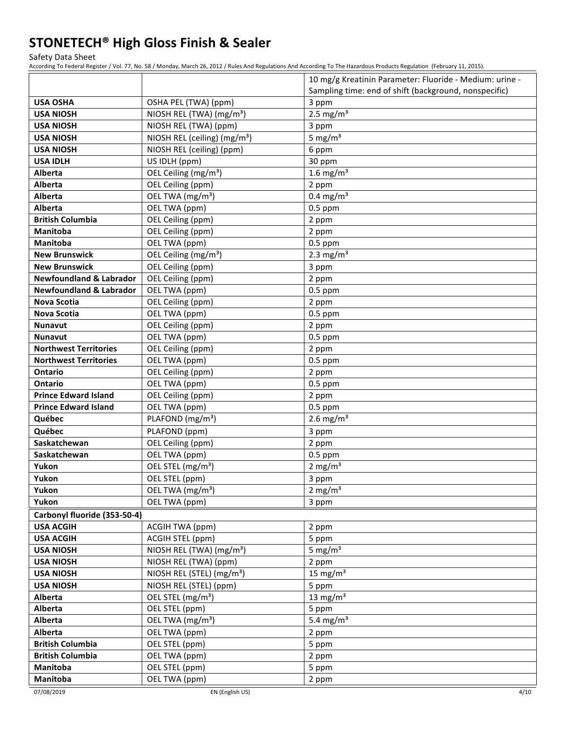| | | 10 mg/g Kreatinin Parameter: Fluoride - Medium: urine - Sampling time: end of shift (background, nonspecific) |
|---|---|---|
| **USA OSHA** | OSHA PEL (TWA) (ppm) | 3 ppm |
| **USA NIOSH** | NIOSH REL (TWA) (mg/m³) | 2.5 mg/m³ |
| **USA NIOSH** | NIOSH REL (TWA) (ppm) | 3 ppm |
| **USA NIOSH** | NIOSH REL (ceiling) (mg/m³) | 5 mg/m³ |
| **USA NIOSH** | NIOSH REL (ceiling) (ppm) | 6 ppm |
| **USA IDLH** | US IDLH (ppm) | 30 ppm |
| **Alberta** | OEL Ceiling (mg/m³) | 1.6 mg/m³ |
| **Alberta** | OEL Ceiling (ppm) | 2 ppm |
| **Alberta** | OEL TWA (mg/m³) | 0.4 mg/m³ |
| **Alberta** | OEL TWA (ppm) | 0.5 ppm |
| **British Columbia** | OEL Ceiling (ppm) | 2 ppm |
| **Manitoba** | OEL Ceiling (ppm) | 2 ppm |
| **Manitoba** | OEL TWA (ppm) | 0.5 ppm |
| **New Brunswick** | OEL Ceiling (mg/m³) | 2.3 mg/m³ |
| **New Brunswick** | OEL Ceiling (ppm) | 3 ppm |
| **Newfoundland & Labrador** | OEL Ceiling (ppm) | 2 ppm |
| **Newfoundland & Labrador** | OEL TWA (ppm) | 0.5 ppm |
| **Nova Scotia** | OEL Ceiling (ppm) | 2 ppm |
| **Nova Scotia** | OEL TWA (ppm) | 0.5 ppm |
| **Nunavut** | OEL Ceiling (ppm) | 2 ppm |
| **Nunavut** | OEL TWA (ppm) | 0.5 ppm |
| **Northwest Territories** | OEL Ceiling (ppm) | 2 ppm |
| **Northwest Territories** | OEL TWA (ppm) | 0.5 ppm |
| **Ontario** | OEL Ceiling (ppm) | 2 ppm |
| **Ontario** | OEL TWA (ppm) | 0.5 ppm |
| **Prince Edward Island** | OEL Ceiling (ppm) | 2 ppm |
| **Prince Edward Island** | OEL TWA (ppm) | 0.5 ppm |
| **Québec** | PLAFOND (mg/m³) | 2.6 mg/m³ |
| **Québec** | PLAFOND (ppm) | 3 ppm |
| **Saskatchewan** | OEL Ceiling (ppm) | 2 ppm |
| **Saskatchewan** | OEL TWA (ppm) | 0.5 ppm |
| **Yukon** | OEL STEL (mg/m³) | 2 mg/m³ |
| **Yukon** | OEL STEL (ppm) | 3 ppm |
| **Yukon** | OEL TWA (mg/m³) | 2 mg/m³ |
| **Yukon** | OEL TWA (ppm) | 3 ppm |
| **Carbonyl fluoride (353-50-4)** | | |
| **USA ACGIH** | ACGIH TWA (ppm) | 2 ppm |
| **USA ACGIH** | ACGIH STEL (ppm) | 5 ppm |
| **USA NIOSH** | NIOSH REL (TWA) (mg/m³) | 5 mg/m³ |
| **USA NIOSH** | NIOSH REL (TWA) (ppm) | 2 ppm |
| **USA NIOSH** | NIOSH REL (STEL) (mg/m³) | 15 mg/m³ |
| **USA NIOSH** | NIOSH REL (STEL) (ppm) | 5 ppm |
| **Alberta** | OEL STEL (mg/m³) | 13 mg/m³ |
| **Alberta** | OEL STEL (ppm) | 5 ppm |
| **Alberta** | OEL TWA (mg/m³) | 5.4 mg/m³ |
| **Alberta** | OEL TWA (ppm) | 2 ppm |
| **British Columbia** | OEL STEL (ppm) | 5 ppm |
| **British Columbia** | OEL TWA (ppm) | 2 ppm |
| **Manitoba** | OEL STEL (ppm) | 5 ppm |
| **Manitoba** | OEL TWA (ppm) | 2 ppm |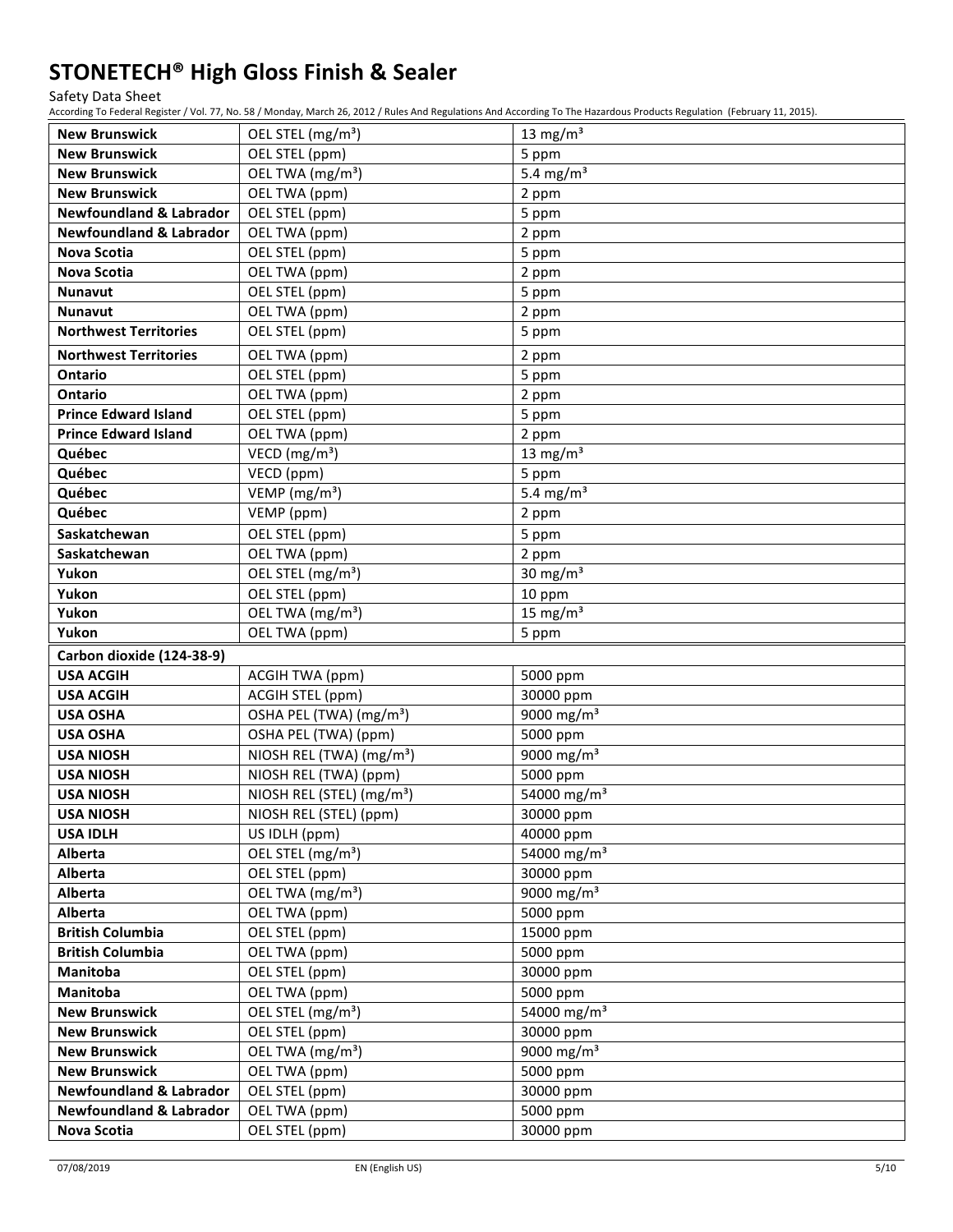| New Brunswick | OEL STEL (mg/m³) | 13 mg/m³ |
|---|---|---|
| New Brunswick | OEL STEL (ppm) | 5 ppm |
| New Brunswick | OEL TWA (mg/m³) | 5.4 mg/m³ |
| New Brunswick | OEL TWA (ppm) | 2 ppm |
| Newfoundland & Labrador | OEL STEL (ppm) | 5 ppm |
| Newfoundland & Labrador | OEL TWA (ppm) | 2 ppm |
| Nova Scotia | OEL STEL (ppm) | 5 ppm |
| Nova Scotia | OEL TWA (ppm) | 2 ppm |
| Nunavut | OEL STEL (ppm) | 5 ppm |
| Nunavut | OEL TWA (ppm) | 2 ppm |
| Northwest Territories | OEL STEL (ppm) | 5 ppm |
| Northwest Territories | OEL TWA (ppm) | 2 ppm |
| Ontario | OEL STEL (ppm) | 5 ppm |
| Ontario | OEL TWA (ppm) | 2 ppm |
| Prince Edward Island | OEL STEL (ppm) | 5 ppm |
| Prince Edward Island | OEL TWA (ppm) | 2 ppm |
| Québec | VECD (mg/m³) | 13 mg/m³ |
| Québec | VECD (ppm) | 5 ppm |
| Québec | VEMP (mg/m³) | 5.4 mg/m³ |
| Québec | VEMP (ppm) | 2 ppm |
| Saskatchewan | OEL STEL (ppm) | 5 ppm |
| Saskatchewan | OEL TWA (ppm) | 2 ppm |
| Yukon | OEL STEL (mg/m³) | 30 mg/m³ |
| Yukon | OEL STEL (ppm) | 10 ppm |
| Yukon | OEL TWA (mg/m³) | 15 mg/m³ |
| Yukon | OEL TWA (ppm) | 5 ppm |
| **Carbon dioxide (124-38-9)** | | |
| USA ACGIH | ACGIH TWA (ppm) | 5000 ppm |
| USA ACGIH | ACGIH STEL (ppm) | 30000 ppm |
| USA OSHA | OSHA PEL (TWA) (mg/m³) | 9000 mg/m³ |
| USA OSHA | OSHA PEL (TWA) (ppm) | 5000 ppm |
| USA NIOSH | NIOSH REL (TWA) (mg/m³) | 9000 mg/m³ |
| USA NIOSH | NIOSH REL (TWA) (ppm) | 5000 ppm |
| USA NIOSH | NIOSH REL (STEL) (mg/m³) | 54000 mg/m³ |
| USA NIOSH | NIOSH REL (STEL) (ppm) | 30000 ppm |
| USA IDLH | US IDLH (ppm) | 40000 ppm |
| Alberta | OEL STEL (mg/m³) | 54000 mg/m³ |
| Alberta | OEL STEL (ppm) | 30000 ppm |
| Alberta | OEL TWA (mg/m³) | 9000 mg/m³ |
| Alberta | OEL TWA (ppm) | 5000 ppm |
| British Columbia | OEL STEL (ppm) | 15000 ppm |
| British Columbia | OEL TWA (ppm) | 5000 ppm |
| Manitoba | OEL STEL (ppm) | 30000 ppm |
| Manitoba | OEL TWA (ppm) | 5000 ppm |
| New Brunswick | OEL STEL (mg/m³) | 54000 mg/m³ |
| New Brunswick | OEL STEL (ppm) | 30000 ppm |
| New Brunswick | OEL TWA (mg/m³) | 9000 mg/m³ |
| New Brunswick | OEL TWA (ppm) | 5000 ppm |
| Newfoundland & Labrador | OEL STEL (ppm) | 30000 ppm |
| Newfoundland & Labrador | OEL TWA (ppm) | 5000 ppm |
| Nova Scotia | OEL STEL (ppm) | 30000 ppm |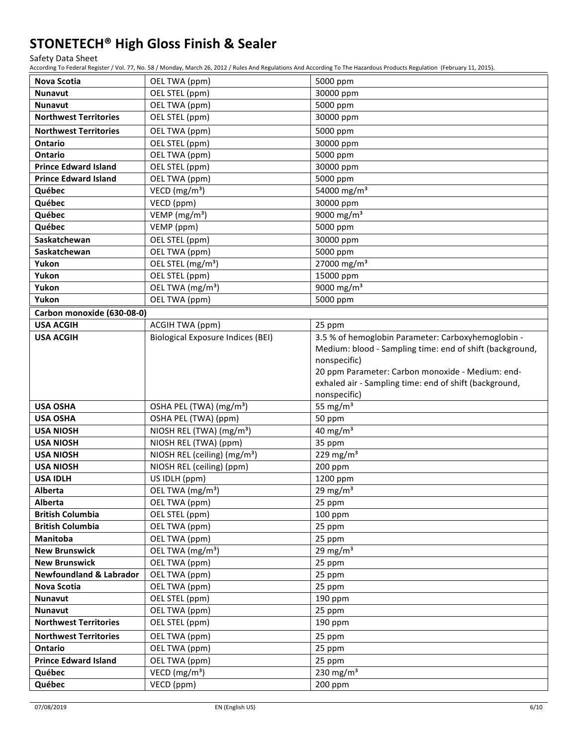| | | |
|---|---|---|
| **Nova Scotia** | OEL TWA (ppm) | 5000 ppm |
| **Nunavut** | OEL STEL (ppm) | 30000 ppm |
| **Nunavut** | OEL TWA (ppm) | 5000 ppm |
| **Northwest Territories** | OEL STEL (ppm) | 30000 ppm |
| **Northwest Territories** | OEL TWA (ppm) | 5000 ppm |
| **Ontario** | OEL STEL (ppm) | 30000 ppm |
| **Ontario** | OEL TWA (ppm) | 5000 ppm |
| **Prince Edward Island** | OEL STEL (ppm) | 30000 ppm |
| **Prince Edward Island** | OEL TWA (ppm) | 5000 ppm |
| **Québec** | VECD (mg/m³) | 54000 mg/m³ |
| **Québec** | VECD (ppm) | 30000 ppm |
| **Québec** | VEMP (mg/m³) | 9000 mg/m³ |
| **Québec** | VEMP (ppm) | 5000 ppm |
| **Saskatchewan** | OEL STEL (ppm) | 30000 ppm |
| **Saskatchewan** | OEL TWA (ppm) | 5000 ppm |
| **Yukon** | OEL STEL (mg/m³) | 27000 mg/m³ |
| **Yukon** | OEL STEL (ppm) | 15000 ppm |
| **Yukon** | OEL TWA (mg/m³) | 9000 mg/m³ |
| **Yukon** | OEL TWA (ppm) | 5000 ppm |
| **Carbon monoxide (630-08-0)** | | |
| **USA ACGIH** | ACGIH TWA (ppm) | 25 ppm |
| **USA ACGIH** | Biological Exposure Indices (BEI) | 3.5 % of hemoglobin Parameter: Carboxyhemoglobin - Medium: blood - Sampling time: end of shift (background, nonspecific)<br>20 ppm Parameter: Carbon monoxide - Medium: end-exhaled air - Sampling time: end of shift (background, nonspecific) |
| **USA OSHA** | OSHA PEL (TWA) (mg/m³) | 55 mg/m³ |
| **USA OSHA** | OSHA PEL (TWA) (ppm) | 50 ppm |
| **USA NIOSH** | NIOSH REL (TWA) (mg/m³) | 40 mg/m³ |
| **USA NIOSH** | NIOSH REL (TWA) (ppm) | 35 ppm |
| **USA NIOSH** | NIOSH REL (ceiling) (mg/m³) | 229 mg/m³ |
| **USA NIOSH** | NIOSH REL (ceiling) (ppm) | 200 ppm |
| **USA IDLH** | US IDLH (ppm) | 1200 ppm |
| **Alberta** | OEL TWA (mg/m³) | 29 mg/m³ |
| **Alberta** | OEL TWA (ppm) | 25 ppm |
| **British Columbia** | OEL STEL (ppm) | 100 ppm |
| **British Columbia** | OEL TWA (ppm) | 25 ppm |
| **Manitoba** | OEL TWA (ppm) | 25 ppm |
| **New Brunswick** | OEL TWA (mg/m³) | 29 mg/m³ |
| **New Brunswick** | OEL TWA (ppm) | 25 ppm |
| **Newfoundland & Labrador** | OEL TWA (ppm) | 25 ppm |
| **Nova Scotia** | OEL TWA (ppm) | 25 ppm |
| **Nunavut** | OEL STEL (ppm) | 190 ppm |
| **Nunavut** | OEL TWA (ppm) | 25 ppm |
| **Northwest Territories** | OEL STEL (ppm) | 190 ppm |
| **Northwest Territories** | OEL TWA (ppm) | 25 ppm |
| **Ontario** | OEL TWA (ppm) | 25 ppm |
| **Prince Edward Island** | OEL TWA (ppm) | 25 ppm |
| **Québec** | VECD (mg/m³) | 230 mg/m³ |
| **Québec** | VECD (ppm) | 200 ppm |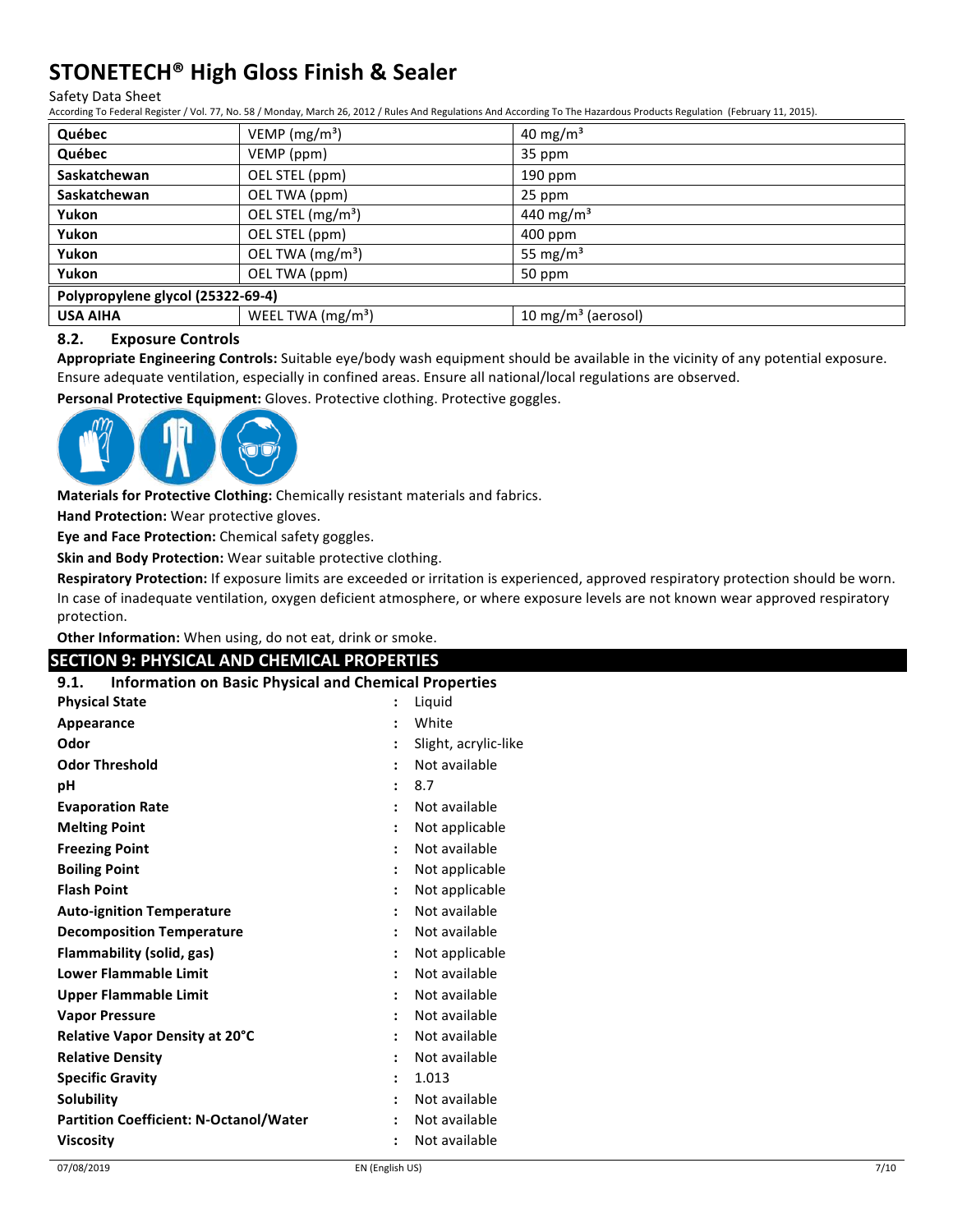| Québec | VEMP ($mg/m^3$) | 40 $mg/m^3$ |
|---|---|---|
| Québec | VEMP (ppm) | 35 ppm |
| Saskatchewan | OEL STEL (ppm) | 190 ppm |
| Saskatchewan | OEL TWA (ppm) | 25 ppm |
| Yukon | OEL STEL ($mg/m^3$) | 440 $mg/m^3$ |
| Yukon | OEL STEL (ppm) | 400 ppm |
| Yukon | OEL TWA ($mg/m^3$) | 55 $mg/m^3$ |
| Yukon | OEL TWA (ppm) | 50 ppm |
| **Polypropylene glycol (25322-69-4)** | | |
| USA AIHA | WEEL TWA ($mg/m^3$) | 10 $mg/m^3$ (aerosol) |

### 8.2. Exposure Controls

**Appropriate Engineering Controls:** Suitable eye/body wash equipment should be available in the vicinity of any potential exposure. Ensure adequate ventilation, especially in confined areas. Ensure all national/local regulations are observed.

**Personal Protective Equipment:** Gloves. Protective clothing. Protective goggles.

**Materials for Protective Clothing:** Chemically resistant materials and fabrics.

**Hand Protection:** Wear protective gloves.

**Eye and Face Protection:** Chemical safety goggles.

**Skin and Body Protection:** Wear suitable protective clothing.

**Respiratory Protection:** If exposure limits are exceeded or irritation is experienced, approved respiratory protection should be worn. In case of inadequate ventilation, oxygen deficient atmosphere, or where exposure levels are not known wear approved respiratory protection.

**Other Information:** When using, do not eat, drink or smoke.

## SECTION 9: PHYSICAL AND CHEMICAL PROPERTIES

### 9.1. Information on Basic Physical and Chemical Properties

| | | |
|---|---|---|
| **Physical State** | : | Liquid |
| **Appearance** | : | White |
| **Odor** | : | Slight, acrylic-like |
| **Odor Threshold** | : | Not available |
| **pH** | : | 8.7 |
| **Evaporation Rate** | : | Not available |
| **Melting Point** | : | Not applicable |
| **Freezing Point** | : | Not available |
| **Boiling Point** | : | Not applicable |
| **Flash Point** | : | Not applicable |
| **Auto-ignition Temperature** | : | Not available |
| **Decomposition Temperature** | : | Not available |
| **Flammability (solid, gas)** | : | Not applicable |
| **Lower Flammable Limit** | : | Not available |
| **Upper Flammable Limit** | : | Not available |
| **Vapor Pressure** | : | Not available |
| **Relative Vapor Density at 20°C** | : | Not available |
| **Relative Density** | : | Not available |
| **Specific Gravity** | : | 1.013 |
| **Solubility** | : | Not available |
| **Partition Coefficient: N-Octanol/Water** | : | Not available |
| **Viscosity** | : | Not available |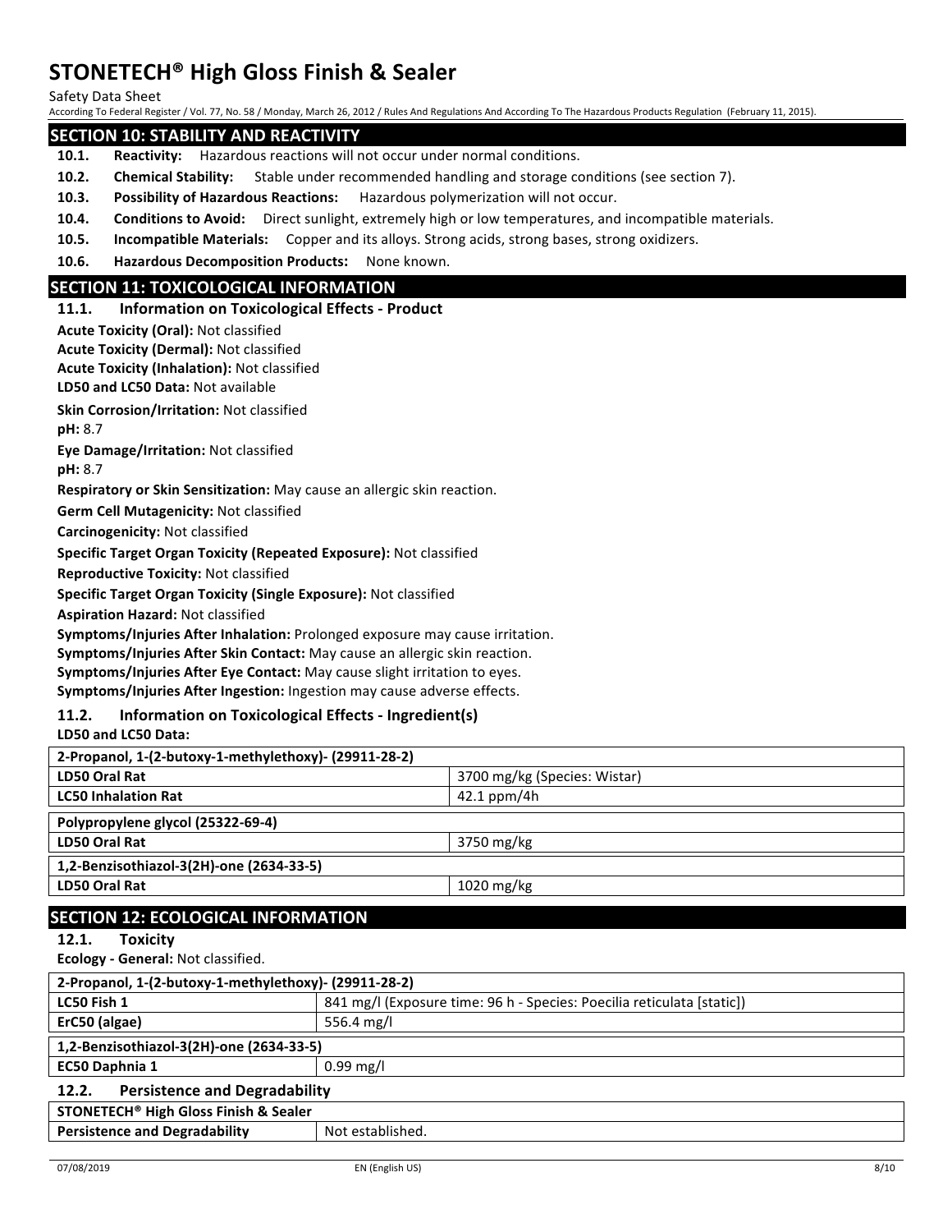## SECTION 10: STABILITY AND REACTIVITY

**10.1. Reactivity:** Hazardous reactions will not occur under normal conditions.

**10.2. Chemical Stability:** Stable under recommended handling and storage conditions (see section 7).

**10.3. Possibility of Hazardous Reactions:** Hazardous polymerization will not occur.

**10.4. Conditions to Avoid:** Direct sunlight, extremely high or low temperatures, and incompatible materials.

**10.5. Incompatible Materials:** Copper and its alloys. Strong acids, strong bases, strong oxidizers.

**10.6. Hazardous Decomposition Products:** None known.

## SECTION 11: TOXICOLOGICAL INFORMATION

### 11.1. Information on Toxicological Effects - Product

**Acute Toxicity (Oral):** Not classified

**Acute Toxicity (Dermal):** Not classified

**Acute Toxicity (Inhalation):** Not classified

**LD50 and LC50 Data:** Not available

**Skin Corrosion/Irritation:** Not classified

**pH:** 8.7

**Eye Damage/Irritation:** Not classified

**pH:** 8.7

**Respiratory or Skin Sensitization:** May cause an allergic skin reaction.

**Germ Cell Mutagenicity:** Not classified

**Carcinogenicity:** Not classified

**Specific Target Organ Toxicity (Repeated Exposure):** Not classified

**Reproductive Toxicity:** Not classified

**Specific Target Organ Toxicity (Single Exposure):** Not classified

**Aspiration Hazard:** Not classified

**Symptoms/Injuries After Inhalation:** Prolonged exposure may cause irritation.

**Symptoms/Injuries After Skin Contact:** May cause an allergic skin reaction.

**Symptoms/Injuries After Eye Contact:** May cause slight irritation to eyes.

**Symptoms/Injuries After Ingestion:** Ingestion may cause adverse effects.

### 11.2. Information on Toxicological Effects - Ingredient(s)

**LD50 and LC50 Data:**

| 2-Propanol, 1-(2-butoxy-1-methylethoxy)- (29911-28-2) | |
|---|---|
| **LD50 Oral Rat** | 3700 mg/kg (Species: Wistar) |
| **LC50 Inhalation Rat** | 42.1 ppm/4h |

| Polypropylene glycol (25322-69-4) | |
|---|---|
| **LD50 Oral Rat** | 3750 mg/kg |

| 1,2-Benzisothiazol-3(2H)-one (2634-33-5) | |
|---|---|
| **LD50 Oral Rat** | 1020 mg/kg |

## SECTION 12: ECOLOGICAL INFORMATION

### 12.1. Toxicity

**Ecology - General:** Not classified.

| 2-Propanol, 1-(2-butoxy-1-methylethoxy)- (29911-28-2) | |
|---|---|
| **LC50 Fish 1** | 841 mg/l (Exposure time: 96 h - Species: Poecilia reticulata [static]) |
| **ErC50 (algae)** | 556.4 mg/l |

| 1,2-Benzisothiazol-3(2H)-one (2634-33-5) | |
|---|---|
| **EC50 Daphnia 1** | 0.99 mg/l |

### 12.2. Persistence and Degradability

| STONETECH® High Gloss Finish & Sealer | |
|---|---|
| **Persistence and Degradability** | Not established. |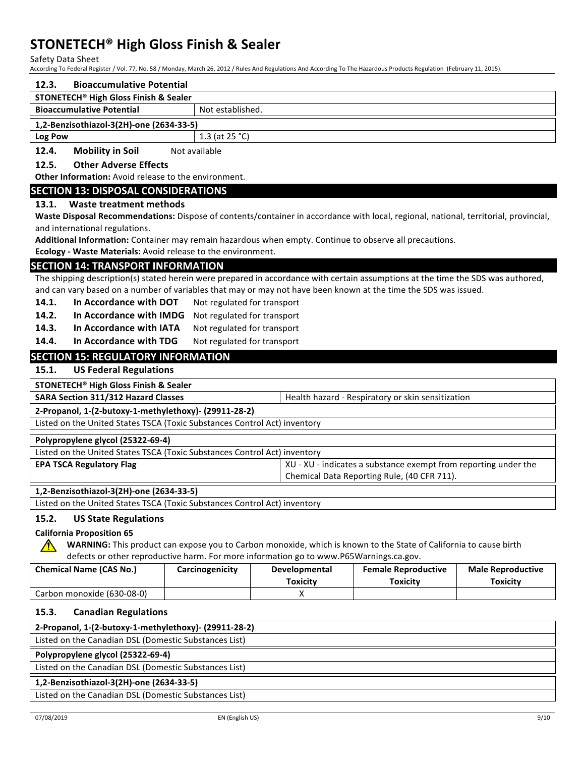### 12.3. Bioaccumulative Potential

| STONETECH® High Gloss Finish & Sealer | |
|---|---|
| **Bioaccumulative Potential** | Not established. |
| **1,2-Benzisothiazol-3(2H)-one (2634-33-5)** | |
| **Log Pow** | 1.3 (at 25 °C) |

### 12.4. Mobility in Soil

Not available

### 12.5. Other Adverse Effects

**Other Information:** Avoid release to the environment.

## SECTION 13: DISPOSAL CONSIDERATIONS

### 13.1. Waste treatment methods

**Waste Disposal Recommendations:** Dispose of contents/container in accordance with local, regional, national, territorial, provincial, and international regulations.

**Additional Information:** Container may remain hazardous when empty. Continue to observe all precautions.

**Ecology - Waste Materials:** Avoid release to the environment.

## SECTION 14: TRANSPORT INFORMATION

The shipping description(s) stated herein were prepared in accordance with certain assumptions at the time the SDS was authored, and can vary based on a number of variables that may or may not have been known at the time the SDS was issued.

**14.1. In Accordance with DOT** Not regulated for transport

**14.2. In Accordance with IMDG** Not regulated for transport

**14.3. In Accordance with IATA** Not regulated for transport

**14.4. In Accordance with TDG** Not regulated for transport

## SECTION 15: REGULATORY INFORMATION

### 15.1. US Federal Regulations

| STONETECH® High Gloss Finish & Sealer | |
|---|---|
| **SARA Section 311/312 Hazard Classes** | Health hazard - Respiratory or skin sensitization |

| 2-Propanol, 1-(2-butoxy-1-methylethoxy)- (29911-28-2) |
|---|
| Listed on the United States TSCA (Toxic Substances Control Act) inventory |

| Polypropylene glycol (25322-69-4) | |
|---|---|
| Listed on the United States TSCA (Toxic Substances Control Act) inventory | |
| **EPA TSCA Regulatory Flag** | XU - XU - indicates a substance exempt from reporting under the Chemical Data Reporting Rule, (40 CFR 711). |

| 1,2-Benzisothiazol-3(2H)-one (2634-33-5) |
|---|
| Listed on the United States TSCA (Toxic Substances Control Act) inventory |

### 15.2. US State Regulations

**California Proposition 65**

**WARNING:** This product can expose you to Carbon monoxide, which is known to the State of California to cause birth defects or other reproductive harm. For more information go to www.P65Warnings.ca.gov.

| Chemical Name (CAS No.) | Carcinogenicity | Developmental Toxicity | Female Reproductive Toxicity | Male Reproductive Toxicity |
|---|---|---|---|---|
| Carbon monoxide (630-08-0) | | X | | |

### 15.3. Canadian Regulations

| 2-Propanol, 1-(2-butoxy-1-methylethoxy)- (29911-28-2) |
|---|
| Listed on the Canadian DSL (Domestic Substances List) |

| Polypropylene glycol (25322-69-4) |
|---|
| Listed on the Canadian DSL (Domestic Substances List) |

| 1,2-Benzisothiazol-3(2H)-one (2634-33-5) |
|---|
| Listed on the Canadian DSL (Domestic Substances List) |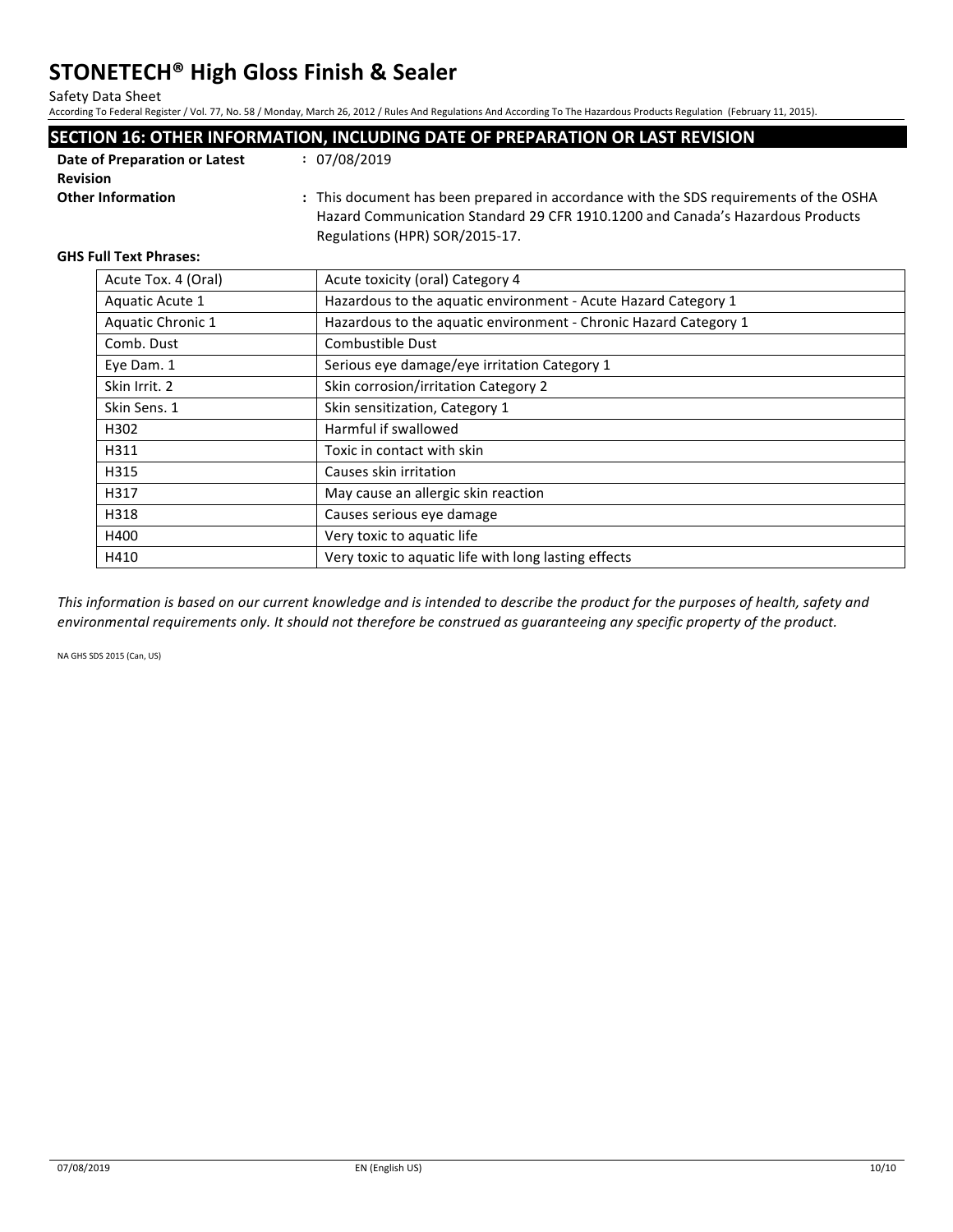## SECTION 16: OTHER INFORMATION, INCLUDING DATE OF PREPARATION OR LAST REVISION

**Date of Preparation or Latest Revision** : 07/08/2019

**Other Information** : This document has been prepared in accordance with the SDS requirements of the OSHA Hazard Communication Standard 29 CFR 1910.1200 and Canada's Hazardous Products Regulations (HPR) SOR/2015-17.

**GHS Full Text Phrases:**

| | |
|---|---|
| Acute Tox. 4 (Oral) | Acute toxicity (oral) Category 4 |
| Aquatic Acute 1 | Hazardous to the aquatic environment - Acute Hazard Category 1 |
| Aquatic Chronic 1 | Hazardous to the aquatic environment - Chronic Hazard Category 1 |
| Comb. Dust | Combustible Dust |
| Eye Dam. 1 | Serious eye damage/eye irritation Category 1 |
| Skin Irrit. 2 | Skin corrosion/irritation Category 2 |
| Skin Sens. 1 | Skin sensitization, Category 1 |
| H302 | Harmful if swallowed |
| H311 | Toxic in contact with skin |
| H315 | Causes skin irritation |
| H317 | May cause an allergic skin reaction |
| H318 | Causes serious eye damage |
| H400 | Very toxic to aquatic life |
| H410 | Very toxic to aquatic life with long lasting effects |

*This information is based on our current knowledge and is intended to describe the product for the purposes of health, safety and environmental requirements only. It should not therefore be construed as guaranteeing any specific property of the product.*

NA GHS SDS 2015 (Can, US)